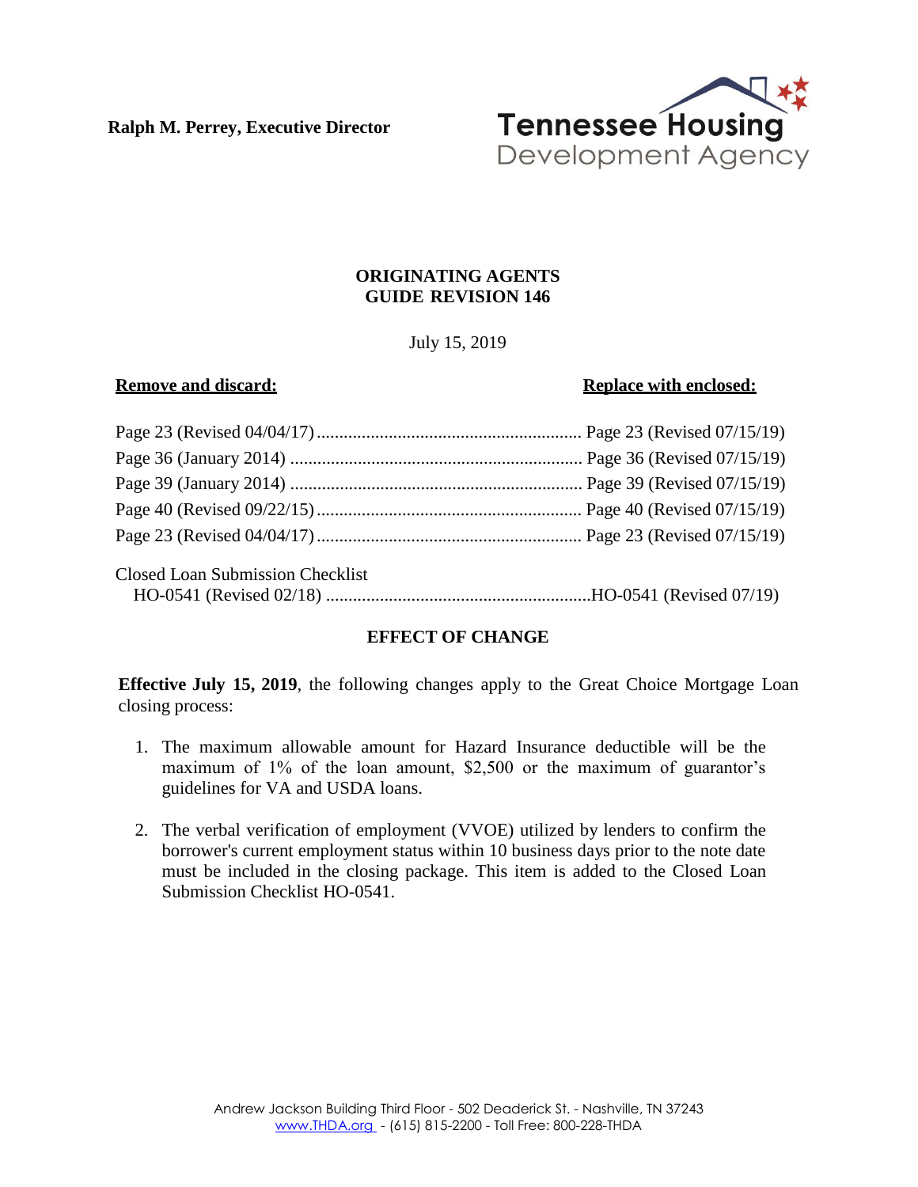**Ralph M. Perrey, Executive Director**

Tennessee Housing Development Agency

**ORIGINATING AGENTS GUIDE REVISION 146**

July 15, 2019

| **Remove and discard:** | **Replace with enclosed:** |
| --- | --- |
| Page 23 (Revised 04/04/17) | Page 23 (Revised 07/15/19) |
| Page 36 (January 2014) | Page 36 (Revised 07/15/19) |
| Page 39 (January 2014) | Page 39 (Revised 07/15/19) |
| Page 40 (Revised 09/22/15) | Page 40 (Revised 07/15/19) |
| Page 23 (Revised 04/04/17) | Page 23 (Revised 07/15/19) |
| Closed Loan Submission Checklist HO-0541 (Revised 02/18) | HO-0541 (Revised 07/19) |

## EFFECT OF CHANGE

**Effective July 15, 2019**, the following changes apply to the Great Choice Mortgage Loan closing process:

1. The maximum allowable amount for Hazard Insurance deductible will be the maximum of 1% of the loan amount, $2,500 or the maximum of guarantor's guidelines for VA and USDA loans.
2. The verbal verification of employment (VVOE) utilized by lenders to confirm the borrower's current employment status within 10 business days prior to the note date must be included in the closing package. This item is added to the Closed Loan Submission Checklist HO-0541.

Andrew Jackson Building Third Floor - 502 Deaderick St. - Nashville, TN 37243
www.THDA.org - (615) 815-2200 - Toll Free: 800-228-THDA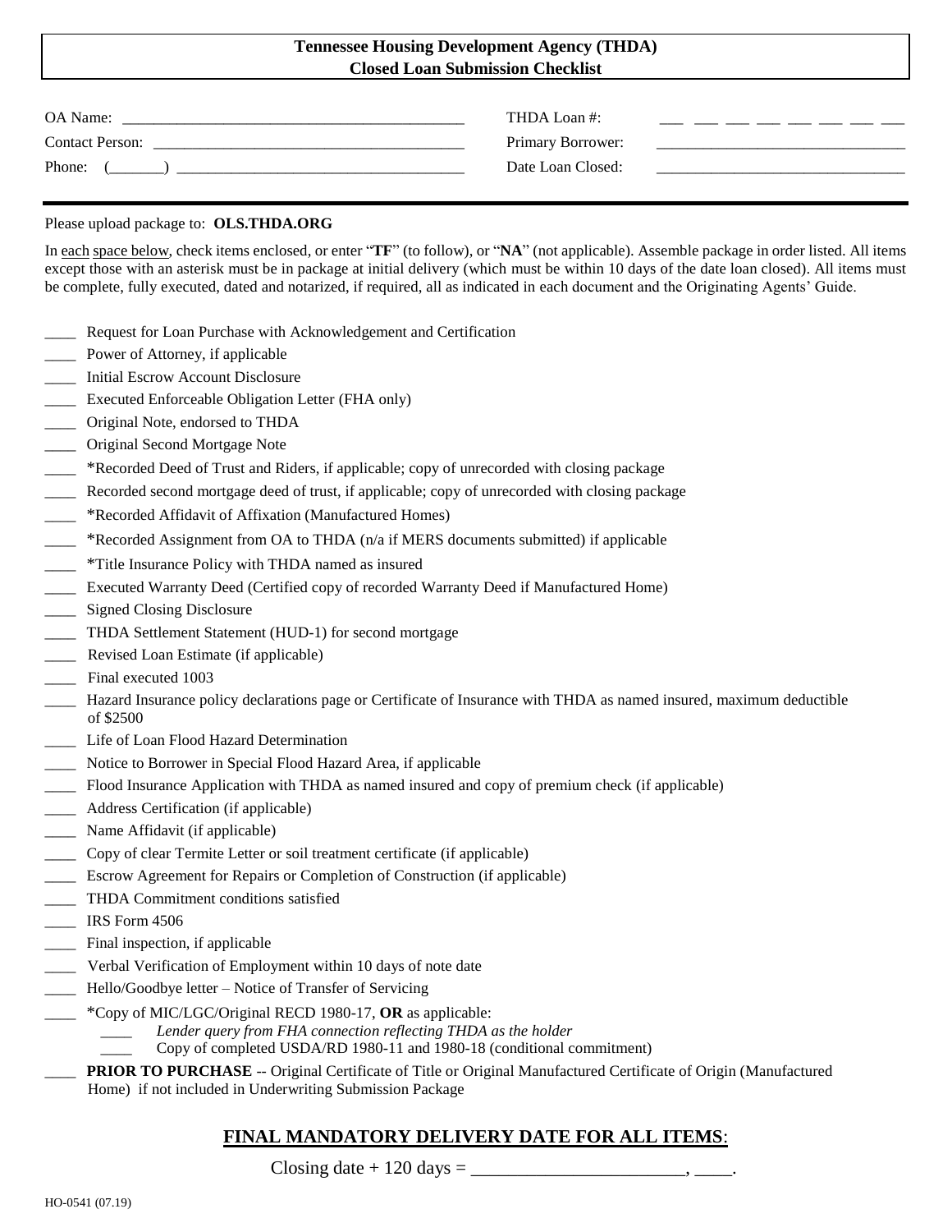**Tennessee Housing Development Agency (THDA)**
**Closed Loan Submission Checklist**

OA Name: ____________________________________________ THDA Loan #: ___ ___ ___ ___ ___ ___ ___ ___

Contact Person: ______________________________________ Primary Borrower: ______________________________

Phone: (_______) ____________________________________ Date Loan Closed: ______________________________

---

Please upload package to: **OLS.THDA.ORG**

In each space below, check items enclosed, or enter "**TF**" (to follow), or "**NA**" (not applicable). Assemble package in order listed. All items except those with an asterisk must be in package at initial delivery (which must be within 10 days of the date loan closed). All items must be complete, fully executed, dated and notarized, if required, all as indicated in each document and the Originating Agents' Guide.

____ Request for Loan Purchase with Acknowledgement and Certification
____ Power of Attorney, if applicable
____ Initial Escrow Account Disclosure
____ Executed Enforceable Obligation Letter (FHA only)
____ Original Note, endorsed to THDA
____ Original Second Mortgage Note
____ *Recorded Deed of Trust and Riders, if applicable; copy of unrecorded with closing package
____ Recorded second mortgage deed of trust, if applicable; copy of unrecorded with closing package
____ *Recorded Affidavit of Affixation (Manufactured Homes)
____ *Recorded Assignment from OA to THDA (n/a if MERS documents submitted) if applicable
____ *Title Insurance Policy with THDA named as insured
____ Executed Warranty Deed (Certified copy of recorded Warranty Deed if Manufactured Home)
____ Signed Closing Disclosure
____ THDA Settlement Statement (HUD-1) for second mortgage
____ Revised Loan Estimate (if applicable)
____ Final executed 1003
____ Hazard Insurance policy declarations page or Certificate of Insurance with THDA as named insured, maximum deductible of $2500
____ Life of Loan Flood Hazard Determination
____ Notice to Borrower in Special Flood Hazard Area, if applicable
____ Flood Insurance Application with THDA as named insured and copy of premium check (if applicable)
____ Address Certification (if applicable)
____ Name Affidavit (if applicable)
____ Copy of clear Termite Letter or soil treatment certificate (if applicable)
____ Escrow Agreement for Repairs or Completion of Construction (if applicable)
____ THDA Commitment conditions satisfied
____ IRS Form 4506
____ Final inspection, if applicable
____ Verbal Verification of Employment within 10 days of note date
____ Hello/Goodbye letter – Notice of Transfer of Servicing
____ *Copy of MIC/LGC/Original RECD 1980-17, **OR** as applicable:
 ____ *Lender query from FHA connection reflecting THDA as the holder*
 ____ Copy of completed USDA/RD 1980-11 and 1980-18 (conditional commitment)
____ **PRIOR TO PURCHASE** -- Original Certificate of Title or Original Manufactured Certificate of Origin (Manufactured Home) if not included in Underwriting Submission Package

## FINAL MANDATORY DELIVERY DATE FOR ALL ITEMS:

Closing date + 120 days = _______________________, ____.

HO-0541 (07.19)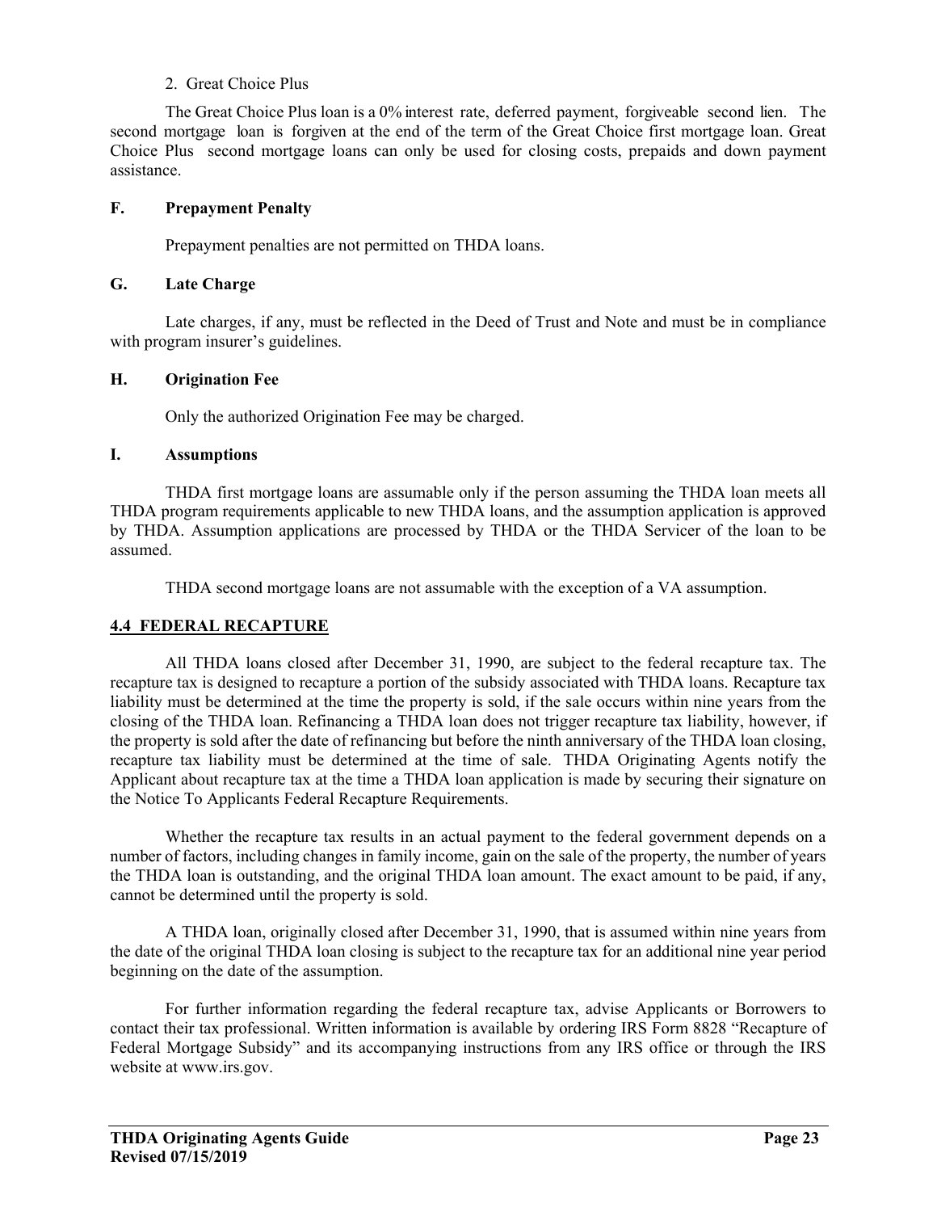2. Great Choice Plus

The Great Choice Plus loan is a 0% interest rate, deferred payment, forgiveable second lien. The second mortgage loan is forgiven at the end of the term of the Great Choice first mortgage loan. Great Choice Plus second mortgage loans can only be used for closing costs, prepaids and down payment assistance.

### F. Prepayment Penalty

Prepayment penalties are not permitted on THDA loans.

### G. Late Charge

Late charges, if any, must be reflected in the Deed of Trust and Note and must be in compliance with program insurer's guidelines.

### H. Origination Fee

Only the authorized Origination Fee may be charged.

### I. Assumptions

THDA first mortgage loans are assumable only if the person assuming the THDA loan meets all THDA program requirements applicable to new THDA loans, and the assumption application is approved by THDA. Assumption applications are processed by THDA or the THDA Servicer of the loan to be assumed.

THDA second mortgage loans are not assumable with the exception of a VA assumption.

## 4.4 FEDERAL RECAPTURE

All THDA loans closed after December 31, 1990, are subject to the federal recapture tax. The recapture tax is designed to recapture a portion of the subsidy associated with THDA loans. Recapture tax liability must be determined at the time the property is sold, if the sale occurs within nine years from the closing of the THDA loan. Refinancing a THDA loan does not trigger recapture tax liability, however, if the property is sold after the date of refinancing but before the ninth anniversary of the THDA loan closing, recapture tax liability must be determined at the time of sale. THDA Originating Agents notify the Applicant about recapture tax at the time a THDA loan application is made by securing their signature on the Notice To Applicants Federal Recapture Requirements.

Whether the recapture tax results in an actual payment to the federal government depends on a number of factors, including changes in family income, gain on the sale of the property, the number of years the THDA loan is outstanding, and the original THDA loan amount. The exact amount to be paid, if any, cannot be determined until the property is sold.

A THDA loan, originally closed after December 31, 1990, that is assumed within nine years from the date of the original THDA loan closing is subject to the recapture tax for an additional nine year period beginning on the date of the assumption.

For further information regarding the federal recapture tax, advise Applicants or Borrowers to contact their tax professional. Written information is available by ordering IRS Form 8828 "Recapture of Federal Mortgage Subsidy" and its accompanying instructions from any IRS office or through the IRS website at www.irs.gov.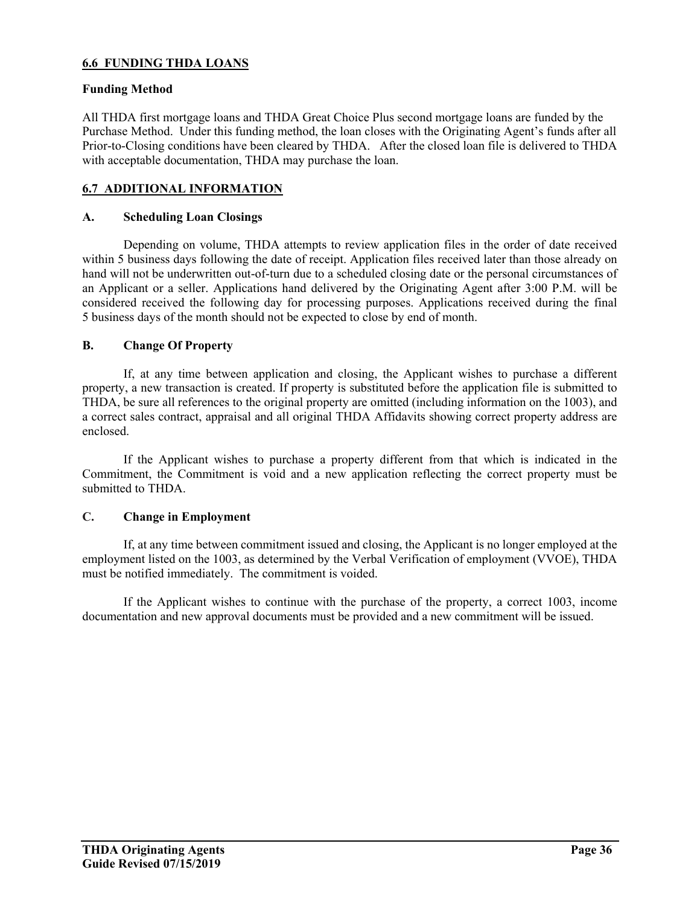## 6.6 FUNDING THDA LOANS

### Funding Method

All THDA first mortgage loans and THDA Great Choice Plus second mortgage loans are funded by the Purchase Method. Under this funding method, the loan closes with the Originating Agent's funds after all Prior-to-Closing conditions have been cleared by THDA. After the closed loan file is delivered to THDA with acceptable documentation, THDA may purchase the loan.

## 6.7 ADDITIONAL INFORMATION

### A. Scheduling Loan Closings

Depending on volume, THDA attempts to review application files in the order of date received within 5 business days following the date of receipt. Application files received later than those already on hand will not be underwritten out-of-turn due to a scheduled closing date or the personal circumstances of an Applicant or a seller. Applications hand delivered by the Originating Agent after 3:00 P.M. will be considered received the following day for processing purposes. Applications received during the final 5 business days of the month should not be expected to close by end of month.

### B. Change Of Property

If, at any time between application and closing, the Applicant wishes to purchase a different property, a new transaction is created. If property is substituted before the application file is submitted to THDA, be sure all references to the original property are omitted (including information on the 1003), and a correct sales contract, appraisal and all original THDA Affidavits showing correct property address are enclosed.

If the Applicant wishes to purchase a property different from that which is indicated in the Commitment, the Commitment is void and a new application reflecting the correct property must be submitted to THDA.

### C. Change in Employment

If, at any time between commitment issued and closing, the Applicant is no longer employed at the employment listed on the 1003, as determined by the Verbal Verification of employment (VVOE), THDA must be notified immediately. The commitment is voided.

If the Applicant wishes to continue with the purchase of the property, a correct 1003, income documentation and new approval documents must be provided and a new commitment will be issued.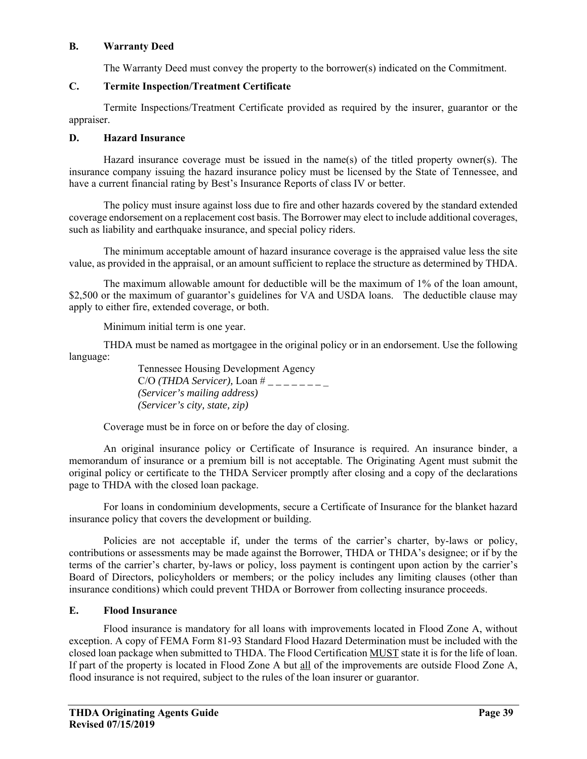### B. Warranty Deed

The Warranty Deed must convey the property to the borrower(s) indicated on the Commitment.

### C. Termite Inspection/Treatment Certificate

Termite Inspections/Treatment Certificate provided as required by the insurer, guarantor or the appraiser.

### D. Hazard Insurance

Hazard insurance coverage must be issued in the name(s) of the titled property owner(s). The insurance company issuing the hazard insurance policy must be licensed by the State of Tennessee, and have a current financial rating by Best's Insurance Reports of class IV or better.

The policy must insure against loss due to fire and other hazards covered by the standard extended coverage endorsement on a replacement cost basis. The Borrower may elect to include additional coverages, such as liability and earthquake insurance, and special policy riders.

The minimum acceptable amount of hazard insurance coverage is the appraised value less the site value, as provided in the appraisal, or an amount sufficient to replace the structure as determined by THDA.

The maximum allowable amount for deductible will be the maximum of 1% of the loan amount, $2,500 or the maximum of guarantor's guidelines for VA and USDA loans. The deductible clause may apply to either fire, extended coverage, or both.

Minimum initial term is one year.

THDA must be named as mortgagee in the original policy or in an endorsement. Use the following language:

> Tennessee Housing Development Agency
> C/O *(THDA Servicer),* Loan # _ _ _ _ _ _ _ _
> *(Servicer's mailing address)*
> *(Servicer's city, state, zip)*

Coverage must be in force on or before the day of closing.

An original insurance policy or Certificate of Insurance is required. An insurance binder, a memorandum of insurance or a premium bill is not acceptable. The Originating Agent must submit the original policy or certificate to the THDA Servicer promptly after closing and a copy of the declarations page to THDA with the closed loan package.

For loans in condominium developments, secure a Certificate of Insurance for the blanket hazard insurance policy that covers the development or building.

Policies are not acceptable if, under the terms of the carrier's charter, by-laws or policy, contributions or assessments may be made against the Borrower, THDA or THDA's designee; or if by the terms of the carrier's charter, by-laws or policy, loss payment is contingent upon action by the carrier's Board of Directors, policyholders or members; or the policy includes any limiting clauses (other than insurance conditions) which could prevent THDA or Borrower from collecting insurance proceeds.

### E. Flood Insurance

Flood insurance is mandatory for all loans with improvements located in Flood Zone A, without exception. A copy of FEMA Form 81-93 Standard Flood Hazard Determination must be included with the closed loan package when submitted to THDA. The Flood Certification <u>MUST</u> state it is for the life of loan. If part of the property is located in Flood Zone A but <u>all</u> of the improvements are outside Flood Zone A, flood insurance is not required, subject to the rules of the loan insurer or guarantor.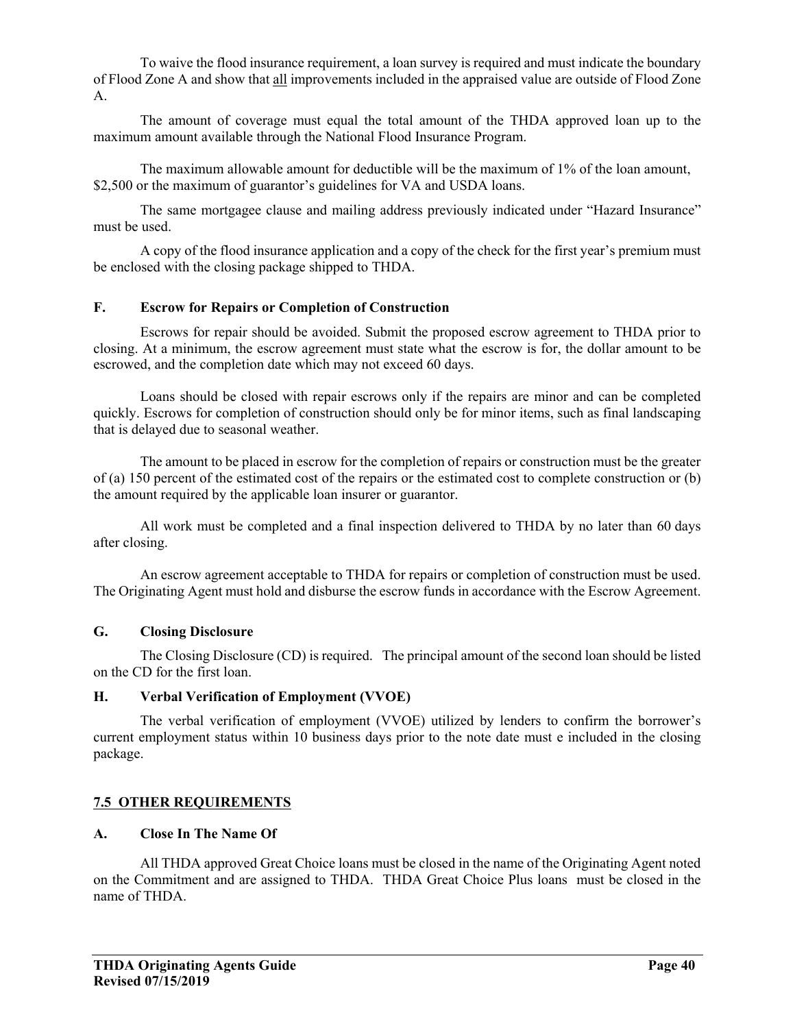To waive the flood insurance requirement, a loan survey is required and must indicate the boundary of Flood Zone A and show that all improvements included in the appraised value are outside of Flood Zone A.

The amount of coverage must equal the total amount of the THDA approved loan up to the maximum amount available through the National Flood Insurance Program.

The maximum allowable amount for deductible will be the maximum of 1% of the loan amount, $2,500 or the maximum of guarantor's guidelines for VA and USDA loans.

The same mortgagee clause and mailing address previously indicated under "Hazard Insurance" must be used.

A copy of the flood insurance application and a copy of the check for the first year's premium must be enclosed with the closing package shipped to THDA.

### F. Escrow for Repairs or Completion of Construction

Escrows for repair should be avoided. Submit the proposed escrow agreement to THDA prior to closing. At a minimum, the escrow agreement must state what the escrow is for, the dollar amount to be escrowed, and the completion date which may not exceed 60 days.

Loans should be closed with repair escrows only if the repairs are minor and can be completed quickly. Escrows for completion of construction should only be for minor items, such as final landscaping that is delayed due to seasonal weather.

The amount to be placed in escrow for the completion of repairs or construction must be the greater of (a) 150 percent of the estimated cost of the repairs or the estimated cost to complete construction or (b) the amount required by the applicable loan insurer or guarantor.

All work must be completed and a final inspection delivered to THDA by no later than 60 days after closing.

An escrow agreement acceptable to THDA for repairs or completion of construction must be used. The Originating Agent must hold and disburse the escrow funds in accordance with the Escrow Agreement.

### G. Closing Disclosure

The Closing Disclosure (CD) is required. The principal amount of the second loan should be listed on the CD for the first loan.

### H. Verbal Verification of Employment (VVOE)

The verbal verification of employment (VVOE) utilized by lenders to confirm the borrower's current employment status within 10 business days prior to the note date must e included in the closing package.

## 7.5 OTHER REQUIREMENTS

### A. Close In The Name Of

All THDA approved Great Choice loans must be closed in the name of the Originating Agent noted on the Commitment and are assigned to THDA. THDA Great Choice Plus loans must be closed in the name of THDA.